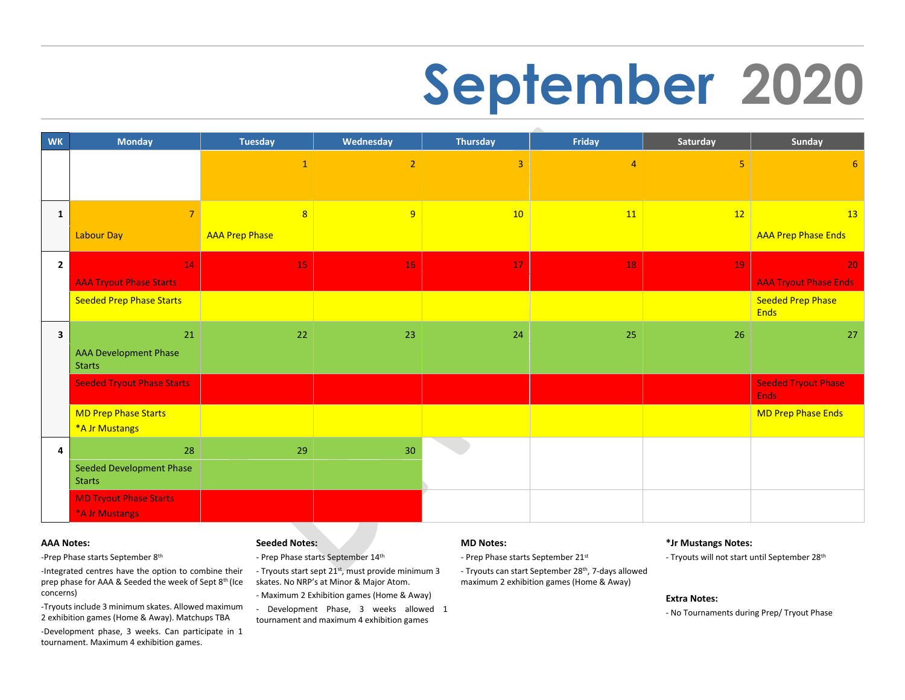# September 2020

| WK | Monday | Tuesday | Wednesday | Thursday | Friday | Saturday | Sunday |
|---|---|---|---|---|---|---|---|
| | | 1 | 2 | 3 | 4 | 5 | 6 |
| 1 | 7 Labour Day | 8 AAA Prep Phase | 9 | 10 | 11 | 12 | 13 AAA Prep Phase Ends |
| 2 | 14 AAA Tryout Phase Starts | 15 | 16 | 17 | 18 | 19 | 20 AAA Tryout Phase Ends |
| | Seeded Prep Phase Starts | | | | | | Seeded Prep Phase Ends |
| 3 | 21 AAA Development Phase Starts | 22 | 23 | 24 | 25 | 26 | 27 |
| | Seeded Tryout Phase Starts | | | | | | Seeded Tryout Phase Ends |
| | MD Prep Phase Starts *A Jr Mustangs | | | | | | MD Prep Phase Ends |
| 4 | 28 Seeded Development Phase Starts | 29 | 30 | | | | |
| | MD Tryout Phase Starts *A Jr Mustangs | | | | | | |

**AAA Notes:**

-Prep Phase starts September 8th

-Integrated centres have the option to combine their prep phase for AAA & Seeded the week of Sept 8th (Ice concerns)

-Tryouts include 3 minimum skates. Allowed maximum 2 exhibition games (Home & Away). Matchups TBA

-Development phase, 3 weeks. Can participate in 1 tournament. Maximum 4 exhibition games.

**Seeded Notes:**

- Prep Phase starts September 14th
- Tryouts start sept 21st, must provide minimum 3 skates. No NRP's at Minor & Major Atom.
- Maximum 2 Exhibition games (Home & Away)
- Development Phase, 3 weeks allowed 1 tournament and maximum 4 exhibition games

**MD Notes:**

- Prep Phase starts September 21st
- Tryouts can start September 28th, 7-days allowed maximum 2 exhibition games (Home & Away)

***Jr Mustangs Notes:**

- Tryouts will not start until September 28th

**Extra Notes:**

- No Tournaments during Prep/ Tryout Phase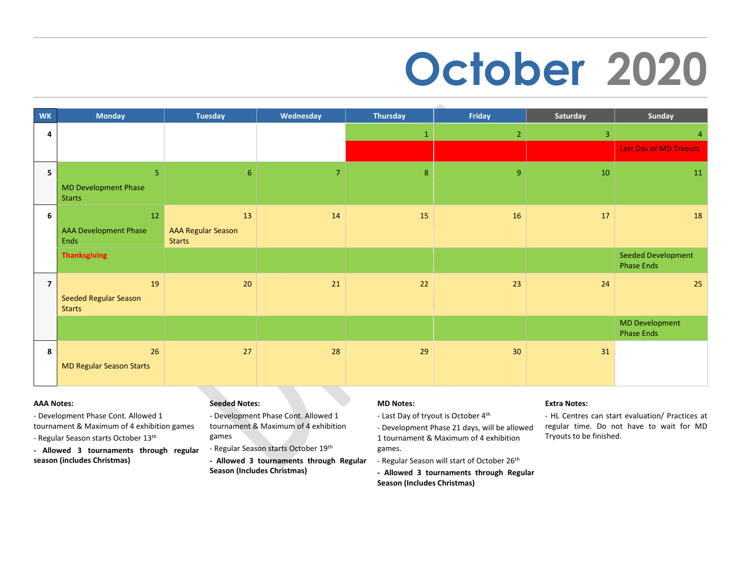# October 2020

| WK | Monday | Tuesday | Wednesday | Thursday | Friday | Saturday | Sunday |
|---|---|---|---|---|---|---|---|
| 4 | | | | 1 | 2 | 3 | 4 Last Day of MD Tryouts |
| 5 | 5 MD Development Phase Starts | 6 | 7 | 8 | 9 | 10 | 11 |
| 6 | 12 AAA Development Phase Ends **Thanksgiving** | 13 AAA Regular Season Starts | 14 | 15 | 16 | 17 | 18 Seeded Development Phase Ends |
| 7 | 19 Seeded Regular Season Starts | 20 | 21 | 22 | 23 | 24 | 25 MD Development Phase Ends |
| 8 | 26 MD Regular Season Starts | 27 | 28 | 29 | 30 | 31 | |

**AAA Notes:**

- Development Phase Cont. Allowed 1 tournament & Maximum of 4 exhibition games
- Regular Season starts October 13th
- **Allowed 3 tournaments through regular season (includes Christmas)**

**Seeded Notes:**

- Development Phase Cont. Allowed 1 tournament & Maximum of 4 exhibition games
- Regular Season starts October 19th
- **Allowed 3 tournaments through Regular Season (Includes Christmas)**

**MD Notes:**

- Last Day of tryout is October 4th
- Development Phase 21 days, will be allowed 1 tournament & Maximum of 4 exhibition games.
- Regular Season will start of October 26th
- **Allowed 3 tournaments through Regular Season (Includes Christmas)**

**Extra Notes:**

- HL Centres can start evaluation/ Practices at regular time. Do not have to wait for MD Tryouts to be finished.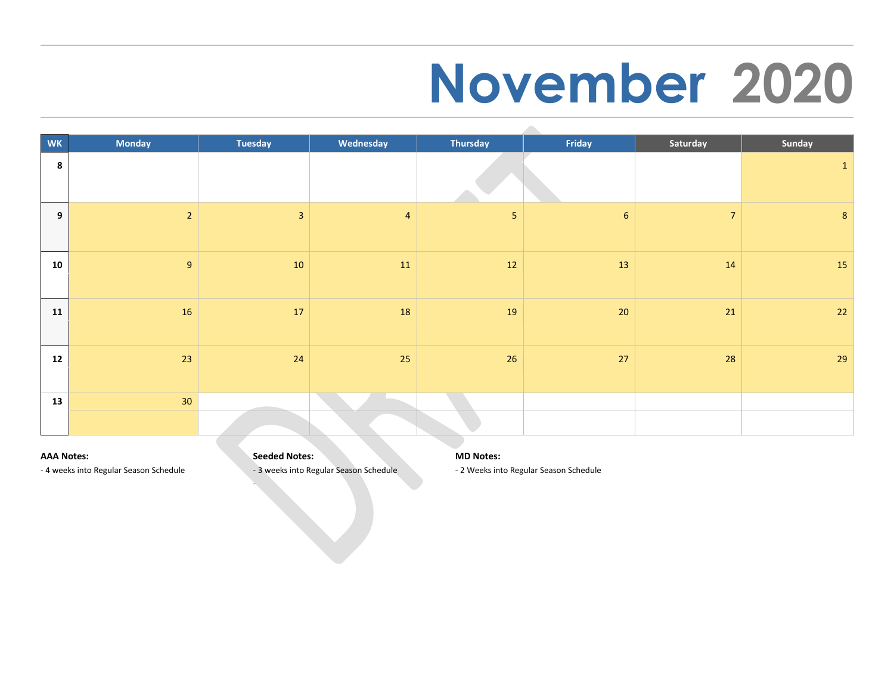# November 2020

| WK | Monday | Tuesday | Wednesday | Thursday | Friday | Saturday | Sunday |
|---|---|---|---|---|---|---|---|
| 8 | | | | | | | 1 |
| 9 | 2 | 3 | 4 | 5 | 6 | 7 | 8 |
| 10 | 9 | 10 | 11 | 12 | 13 | 14 | 15 |
| 11 | 16 | 17 | 18 | 19 | 20 | 21 | 22 |
| 12 | 23 | 24 | 25 | 26 | 27 | 28 | 29 |
| 13 | 30 | | | | | | |

**AAA Notes:**
- 4 weeks into Regular Season Schedule

**Seeded Notes:**
- 3 weeks into Regular Season Schedule
-

**MD Notes:**
- 2 Weeks into Regular Season Schedule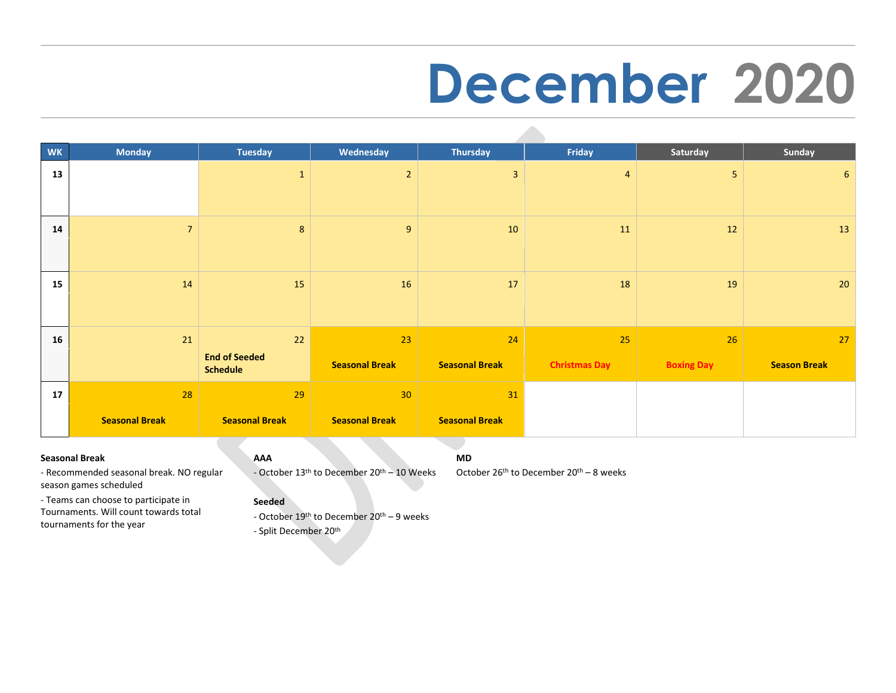# December 2020

| WK | Monday | Tuesday | Wednesday | Thursday | Friday | Saturday | Sunday |
|---|---|---|---|---|---|---|---|
| 13 | | 1 | 2 | 3 | 4 | 5 | 6 |
| 14 | 7 | 8 | 9 | 10 | 11 | 12 | 13 |
| 15 | 14 | 15 | 16 | 17 | 18 | 19 | 20 |
| 16 | 21 | 22 **End of Seeded Schedule** | 23 **Seasonal Break** | 24 **Seasonal Break** | 25 **Christmas Day** | 26 **Boxing Day** | 27 **Season Break** |
| 17 | 28 **Seasonal Break** | 29 **Seasonal Break** | 30 **Seasonal Break** | 31 **Seasonal Break** | | | |

**Seasonal Break**

- Recommended seasonal break. NO regular season games scheduled
- Teams can choose to participate in Tournaments. Will count towards total tournaments for the year

**AAA**

- October 13th to December 20th – 10 Weeks

**Seeded**

- October 19th to December 20th – 9 weeks
- Split December 20th

**MD**

October 26th to December 20th – 8 weeks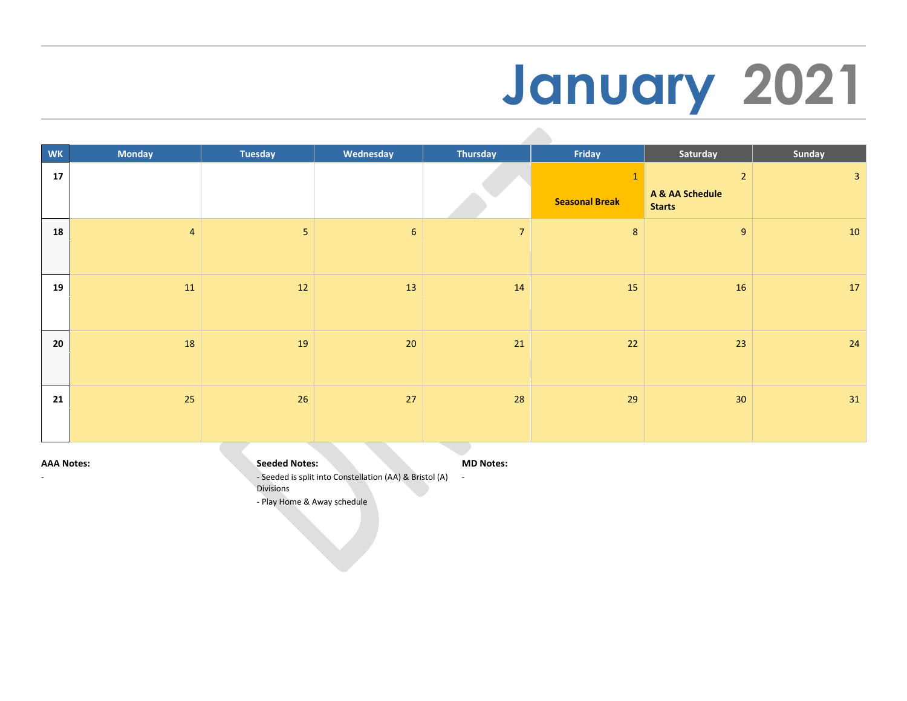# January 2021

| WK | Monday | Tuesday | Wednesday | Thursday | Friday | Saturday | Sunday |
|---|---|---|---|---|---|---|---|
| 17 | | | | | 1 **Seasonal Break** | 2 **A & AA Schedule Starts** | 3 |
| 18 | 4 | 5 | 6 | 7 | 8 | 9 | 10 |
| 19 | 11 | 12 | 13 | 14 | 15 | 16 | 17 |
| 20 | 18 | 19 | 20 | 21 | 22 | 23 | 24 |
| 21 | 25 | 26 | 27 | 28 | 29 | 30 | 31 |

**AAA Notes:**

-

**Seeded Notes:**

- Seeded is split into Constellation (AA) & Bristol (A) Divisions
- Play Home & Away schedule

**MD Notes:**

-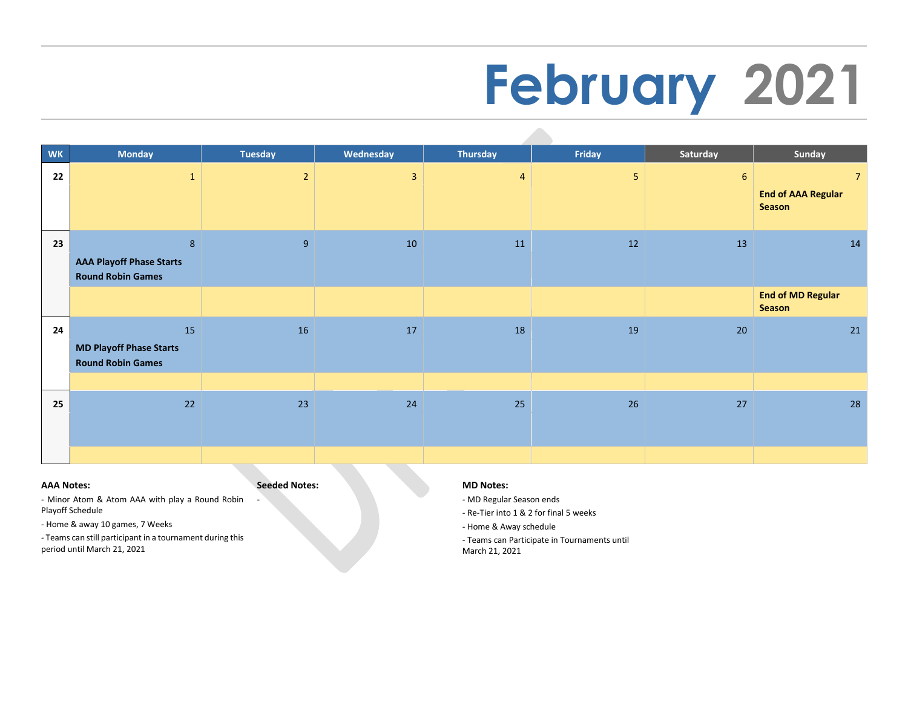# February 2021

| WK | Monday | Tuesday | Wednesday | Thursday | Friday | Saturday | Sunday |
|---|---|---|---|---|---|---|---|
| 22 | 1 | 2 | 3 | 4 | 5 | 6 | 7 **End of AAA Regular Season** |
| 23 | 8 **AAA Playoff Phase Starts Round Robin Games** | 9 | 10 | 11 | 12 | 13 | 14 |
| | | | | | | | **End of MD Regular Season** |
| 24 | 15 **MD Playoff Phase Starts Round Robin Games** | 16 | 17 | 18 | 19 | 20 | 21 |
| 25 | 22 | 23 | 24 | 25 | 26 | 27 | 28 |

**AAA Notes:**

- Minor Atom & Atom AAA with play a Round Robin Playoff Schedule
- Home & away 10 games, 7 Weeks
- Teams can still participant in a tournament during this period until March 21, 2021

**Seeded Notes:**

-

**MD Notes:**

- MD Regular Season ends
- Re-Tier into 1 & 2 for final 5 weeks
- Home & Away schedule
- Teams can Participate in Tournaments until March 21, 2021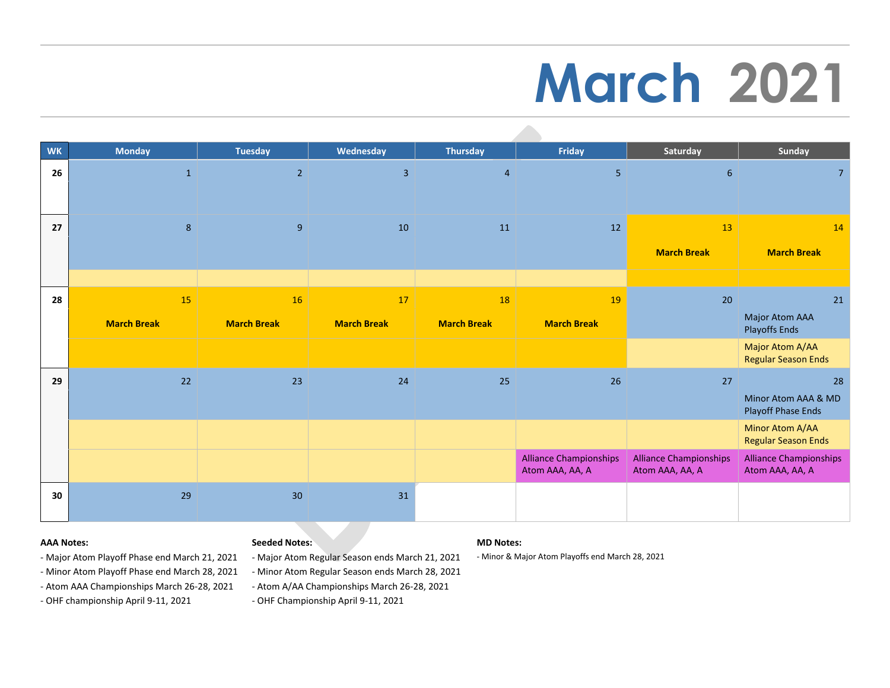# March 2021

| WK | Monday | Tuesday | Wednesday | Thursday | Friday | Saturday | Sunday |
|---|---|---|---|---|---|---|---|
| 26 | 1 | 2 | 3 | 4 | 5 | 6 | 7 |
| 27 | 8 | 9 | 10 | 11 | 12 | 13 **March Break** | 14 **March Break** |
| 28 | 15 **March Break** | 16 **March Break** | 17 **March Break** | 18 **March Break** | 19 **March Break** | 20 | 21 Major Atom AAA Playoffs Ends; Major Atom A/AA Regular Season Ends |
| 29 | 22 | 23 | 24 | 25 | 26 Alliance Championships Atom AAA, AA, A | 27 Alliance Championships Atom AAA, AA, A | 28 Minor Atom AAA & MD Playoff Phase Ends; Minor Atom A/AA Regular Season Ends; Alliance Championships Atom AAA, AA, A |
| 30 | 29 | 30 | 31 | | | | |

**AAA Notes:**

- Major Atom Playoff Phase end March 21, 2021
- Minor Atom Playoff Phase end March 28, 2021
- Atom AAA Championships March 26-28, 2021
- OHF championship April 9-11, 2021

**Seeded Notes:**

- Major Atom Regular Season ends March 21, 2021
- Minor Atom Regular Season ends March 28, 2021
- Atom A/AA Championships March 26-28, 2021
- OHF Championship April 9-11, 2021

**MD Notes:**

- Minor & Major Atom Playoffs end March 28, 2021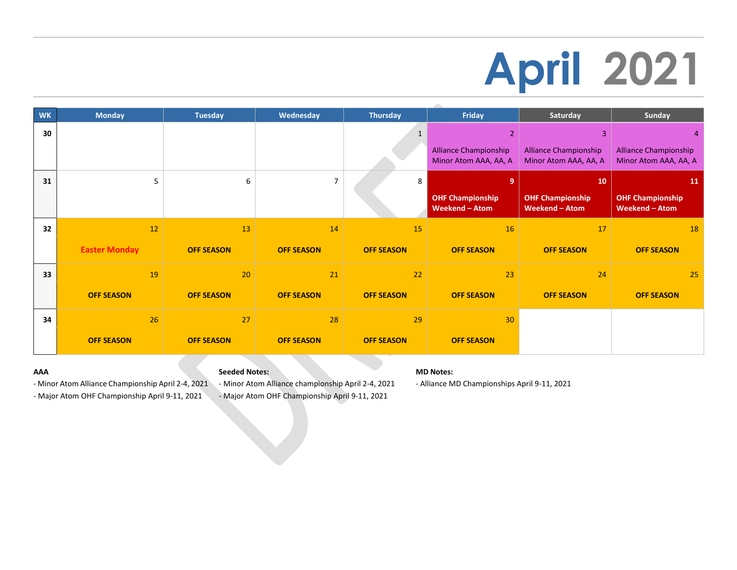# April 2021

| WK | Monday | Tuesday | Wednesday | Thursday | Friday | Saturday | Sunday |
|---|---|---|---|---|---|---|---|
| 30 | | | | 1 | 2 Alliance Championship Minor Atom AAA, AA, A | 3 Alliance Championship Minor Atom AAA, AA, A | 4 Alliance Championship Minor Atom AAA, AA, A |
| 31 | 5 | 6 | 7 | 8 | 9 **OHF Championship Weekend – Atom** | 10 **OHF Championship Weekend – Atom** | 11 **OHF Championship Weekend – Atom** |
| 32 | 12 Easter Monday | 13 **OFF SEASON** | 14 **OFF SEASON** | 15 **OFF SEASON** | 16 **OFF SEASON** | 17 **OFF SEASON** | 18 **OFF SEASON** |
| 33 | 19 **OFF SEASON** | 20 **OFF SEASON** | 21 **OFF SEASON** | 22 **OFF SEASON** | 23 **OFF SEASON** | 24 **OFF SEASON** | 25 **OFF SEASON** |
| 34 | 26 **OFF SEASON** | 27 **OFF SEASON** | 28 **OFF SEASON** | 29 **OFF SEASON** | 30 **OFF SEASON** | | |

**AAA**

- Minor Atom Alliance Championship April 2-4, 2021
- Major Atom OHF Championship April 9-11, 2021

**Seeded Notes:**

- Minor Atom Alliance championship April 2-4, 2021
- Major Atom OHF Championship April 9-11, 2021

**MD Notes:**

- Alliance MD Championships April 9-11, 2021